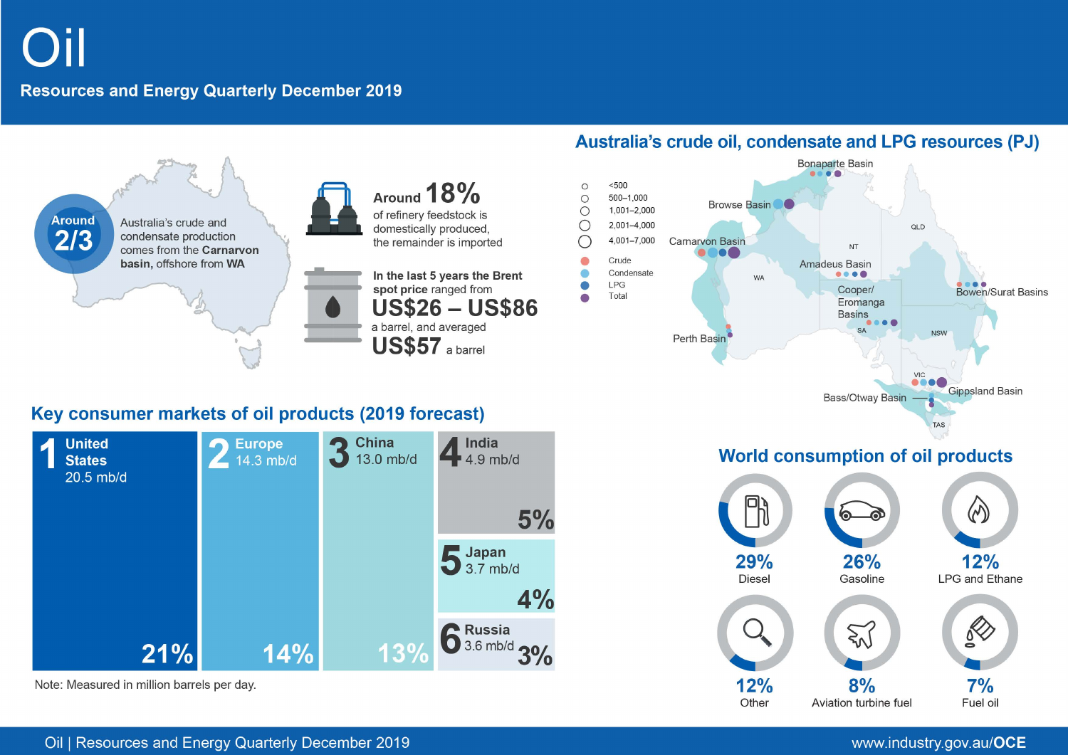# Oil

## Resources and Energy Quarterly December 2019

**Around 2/3** Australia's crude and condensate production comes from the **Carnarvon basin,** offshore from **WA**

**Around 18%** of refinery feedstock is domestically produced, the remainder is imported

**In the last 5 years the Brent spot price** ranged from **US$26 – US$86** a barrel, and averaged **US$57** a barrel

## Australia's crude oil, condensate and LPG resources (PJ)

Legend (circle size): <500; 500–1,000; 1,001–2,000; 2,001–4,000; 4,001–7,000

Legend (colour): Crude; Condensate; LPG; Total

Basins: Bonaparte Basin; Browse Basin; Carnarvon Basin; Amadeus Basin; Cooper/Eromanga Basins; Bowen/Surat Basins; Perth Basin; Gippsland Basin; Bass/Otway Basin

States: WA; NT; QLD; SA; NSW; VIC; TAS

## Key consumer markets of oil products (2019 forecast)

| Rank | Market | Consumption | Share |
| --- | --- | --- | --- |
| 1 | United States | 20.5 mb/d | 21% |
| 2 | Europe | 14.3 mb/d | 14% |
| 3 | China | 13.0 mb/d | 13% |
| 4 | India | 4.9 mb/d | 5% |
| 5 | Japan | 3.7 mb/d | 4% |
| 6 | Russia | 3.6 mb/d | 3% |

Note: Measured in million barrels per day.

## World consumption of oil products

| Product | Share |
| --- | --- |
| Diesel | 29% |
| Gasoline | 26% |
| LPG and Ethane | 12% |
| Other | 12% |
| Aviation turbine fuel | 8% |
| Fuel oil | 7% |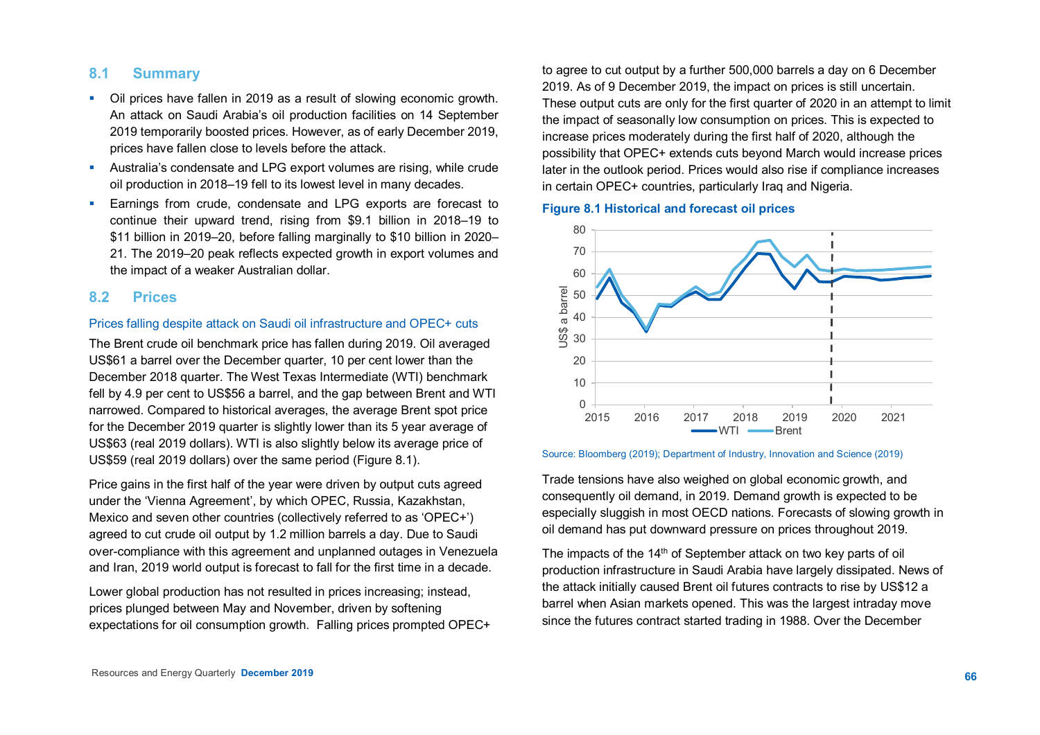## 8.1 Summary

- Oil prices have fallen in 2019 as a result of slowing economic growth. An attack on Saudi Arabia's oil production facilities on 14 September 2019 temporarily boosted prices. However, as of early December 2019, prices have fallen close to levels before the attack.
- Australia's condensate and LPG export volumes are rising, while crude oil production in 2018–19 fell to its lowest level in many decades.
- Earnings from crude, condensate and LPG exports are forecast to continue their upward trend, rising from $9.1 billion in 2018–19 to $11 billion in 2019–20, before falling marginally to $10 billion in 2020–21. The 2019–20 peak reflects expected growth in export volumes and the impact of a weaker Australian dollar.

## 8.2 Prices

### Prices falling despite attack on Saudi oil infrastructure and OPEC+ cuts

The Brent crude oil benchmark price has fallen during 2019. Oil averaged US$61 a barrel over the December quarter, 10 per cent lower than the December 2018 quarter. The West Texas Intermediate (WTI) benchmark fell by 4.9 per cent to US$56 a barrel, and the gap between Brent and WTI narrowed. Compared to historical averages, the average Brent spot price for the December 2019 quarter is slightly lower than its 5 year average of US$63 (real 2019 dollars). WTI is also slightly below its average price of US$59 (real 2019 dollars) over the same period (Figure 8.1).

Price gains in the first half of the year were driven by output cuts agreed under the 'Vienna Agreement', by which OPEC, Russia, Kazakhstan, Mexico and seven other countries (collectively referred to as 'OPEC+') agreed to cut crude oil output by 1.2 million barrels a day. Due to Saudi over-compliance with this agreement and unplanned outages in Venezuela and Iran, 2019 world output is forecast to fall for the first time in a decade.

Lower global production has not resulted in prices increasing; instead, prices plunged between May and November, driven by softening expectations for oil consumption growth. Falling prices prompted OPEC+ to agree to cut output by a further 500,000 barrels a day on 6 December 2019. As of 9 December 2019, the impact on prices is still uncertain. These output cuts are only for the first quarter of 2020 in an attempt to limit the impact of seasonally low consumption on prices. This is expected to increase prices moderately during the first half of 2020, although the possibility that OPEC+ extends cuts beyond March would increase prices later in the outlook period. Prices would also rise if compliance increases in certain OPEC+ countries, particularly Iraq and Nigeria.

**Figure 8.1 Historical and forecast oil prices**

Source: Bloomberg (2019); Department of Industry, Innovation and Science (2019)

Trade tensions have also weighed on global economic growth, and consequently oil demand, in 2019. Demand growth is expected to be especially sluggish in most OECD nations. Forecasts of slowing growth in oil demand has put downward pressure on prices throughout 2019.

The impacts of the 14th of September attack on two key parts of oil production infrastructure in Saudi Arabia have largely dissipated. News of the attack initially caused Brent oil futures contracts to rise by US$12 a barrel when Asian markets opened. This was the largest intraday move since the futures contract started trading in 1988. Over the December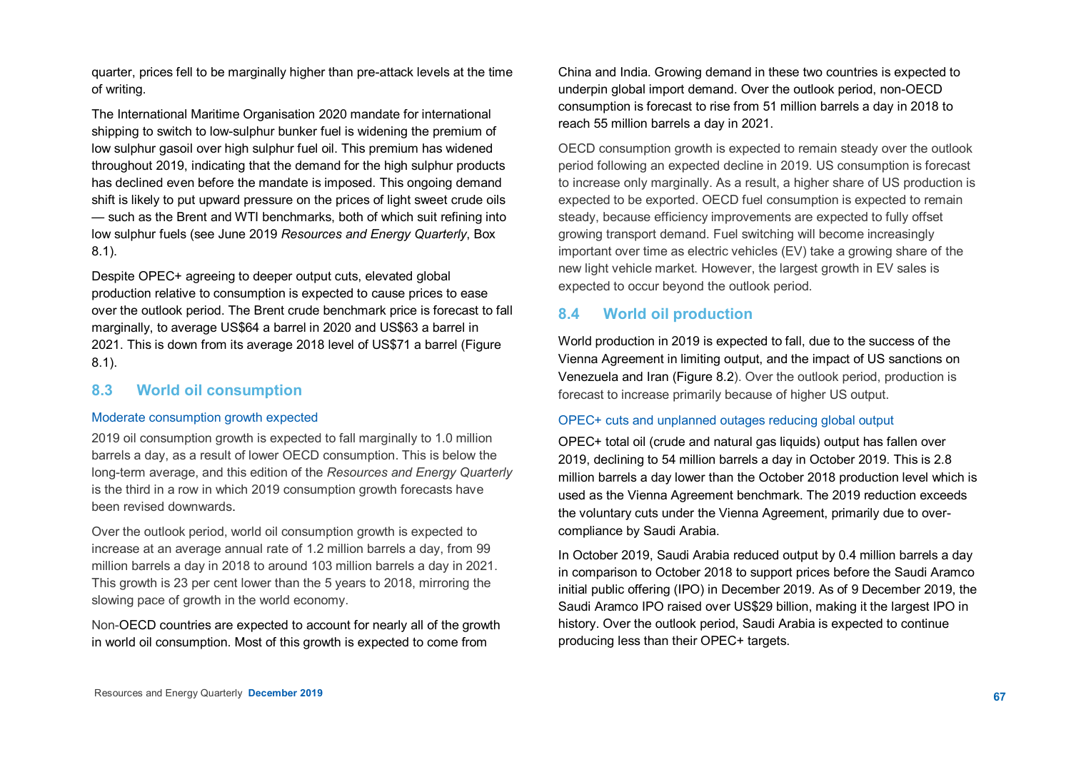quarter, prices fell to be marginally higher than pre-attack levels at the time of writing.

The International Maritime Organisation 2020 mandate for international shipping to switch to low-sulphur bunker fuel is widening the premium of low sulphur gasoil over high sulphur fuel oil. This premium has widened throughout 2019, indicating that the demand for the high sulphur products has declined even before the mandate is imposed. This ongoing demand shift is likely to put upward pressure on the prices of light sweet crude oils — such as the Brent and WTI benchmarks, both of which suit refining into low sulphur fuels (see June 2019 *Resources and Energy Quarterly*, Box 8.1).

Despite OPEC+ agreeing to deeper output cuts, elevated global production relative to consumption is expected to cause prices to ease over the outlook period. The Brent crude benchmark price is forecast to fall marginally, to average US$64 a barrel in 2020 and US$63 a barrel in 2021. This is down from its average 2018 level of US$71 a barrel (Figure 8.1).

## 8.3 World oil consumption

### Moderate consumption growth expected

2019 oil consumption growth is expected to fall marginally to 1.0 million barrels a day, as a result of lower OECD consumption. This is below the long-term average, and this edition of the *Resources and Energy Quarterly* is the third in a row in which 2019 consumption growth forecasts have been revised downwards.

Over the outlook period, world oil consumption growth is expected to increase at an average annual rate of 1.2 million barrels a day, from 99 million barrels a day in 2018 to around 103 million barrels a day in 2021. This growth is 23 per cent lower than the 5 years to 2018, mirroring the slowing pace of growth in the world economy.

Non-OECD countries are expected to account for nearly all of the growth in world oil consumption. Most of this growth is expected to come from China and India. Growing demand in these two countries is expected to underpin global import demand. Over the outlook period, non-OECD consumption is forecast to rise from 51 million barrels a day in 2018 to reach 55 million barrels a day in 2021.

OECD consumption growth is expected to remain steady over the outlook period following an expected decline in 2019. US consumption is forecast to increase only marginally. As a result, a higher share of US production is expected to be exported. OECD fuel consumption is expected to remain steady, because efficiency improvements are expected to fully offset growing transport demand. Fuel switching will become increasingly important over time as electric vehicles (EV) take a growing share of the new light vehicle market. However, the largest growth in EV sales is expected to occur beyond the outlook period.

## 8.4 World oil production

World production in 2019 is expected to fall, due to the success of the Vienna Agreement in limiting output, and the impact of US sanctions on Venezuela and Iran (Figure 8.2). Over the outlook period, production is forecast to increase primarily because of higher US output.

### OPEC+ cuts and unplanned outages reducing global output

OPEC+ total oil (crude and natural gas liquids) output has fallen over 2019, declining to 54 million barrels a day in October 2019. This is 2.8 million barrels a day lower than the October 2018 production level which is used as the Vienna Agreement benchmark. The 2019 reduction exceeds the voluntary cuts under the Vienna Agreement, primarily due to over-compliance by Saudi Arabia.

In October 2019, Saudi Arabia reduced output by 0.4 million barrels a day in comparison to October 2018 to support prices before the Saudi Aramco initial public offering (IPO) in December 2019. As of 9 December 2019, the Saudi Aramco IPO raised over US$29 billion, making it the largest IPO in history. Over the outlook period, Saudi Arabia is expected to continue producing less than their OPEC+ targets.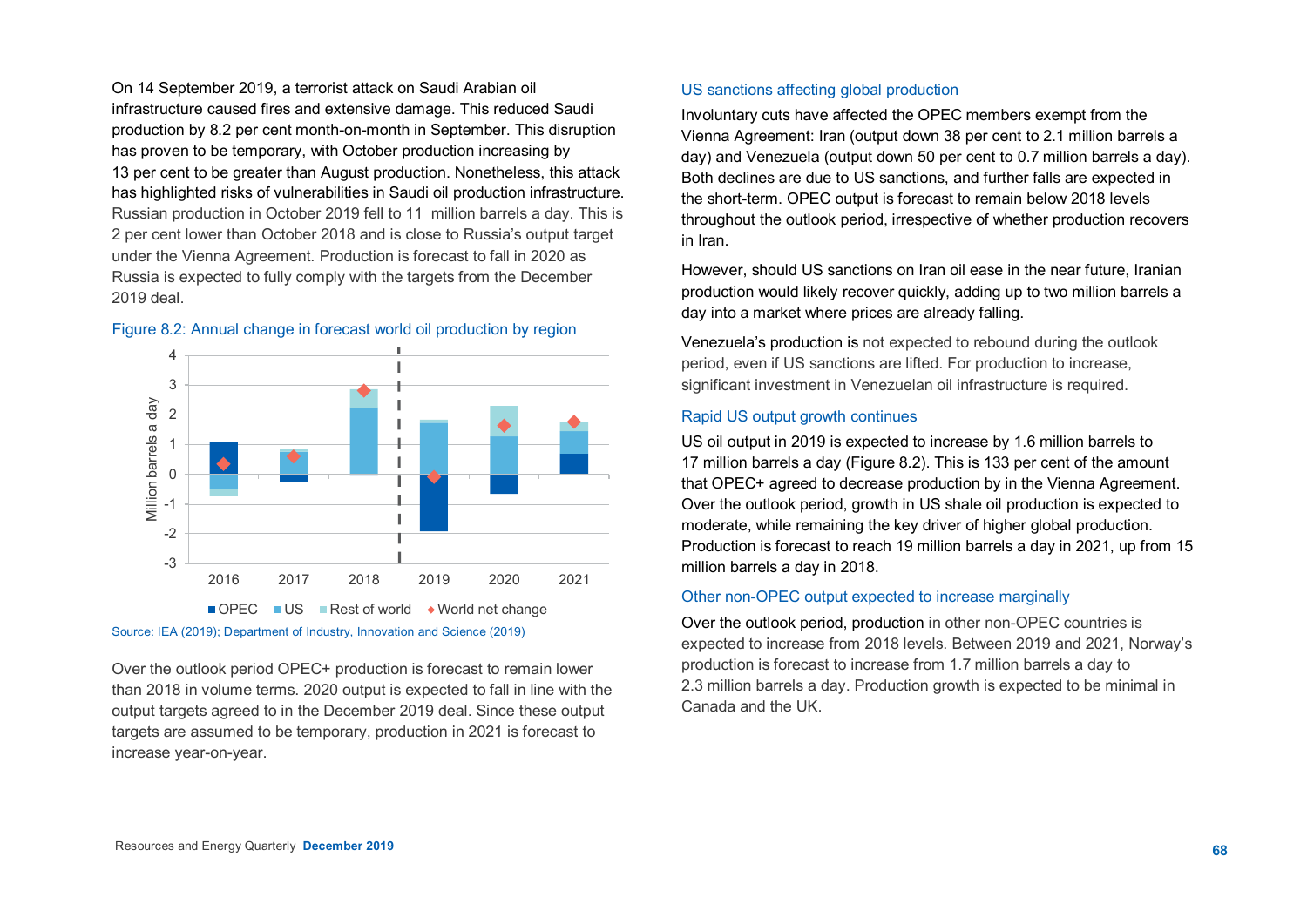On 14 September 2019, a terrorist attack on Saudi Arabian oil infrastructure caused fires and extensive damage. This reduced Saudi production by 8.2 per cent month-on-month in September. This disruption has proven to be temporary, with October production increasing by 13 per cent to be greater than August production. Nonetheless, this attack has highlighted risks of vulnerabilities in Saudi oil production infrastructure. Russian production in October 2019 fell to 11 million barrels a day. This is 2 per cent lower than October 2018 and is close to Russia's output target under the Vienna Agreement. Production is forecast to fall in 2020 as Russia is expected to fully comply with the targets from the December 2019 deal.

Figure 8.2: Annual change in forecast world oil production by region

Source: IEA (2019); Department of Industry, Innovation and Science (2019)

Over the outlook period OPEC+ production is forecast to remain lower than 2018 in volume terms. 2020 output is expected to fall in line with the output targets agreed to in the December 2019 deal. Since these output targets are assumed to be temporary, production in 2021 is forecast to increase year-on-year.

### US sanctions affecting global production

Involuntary cuts have affected the OPEC members exempt from the Vienna Agreement: Iran (output down 38 per cent to 2.1 million barrels a day) and Venezuela (output down 50 per cent to 0.7 million barrels a day). Both declines are due to US sanctions, and further falls are expected in the short-term. OPEC output is forecast to remain below 2018 levels throughout the outlook period, irrespective of whether production recovers in Iran.

However, should US sanctions on Iran oil ease in the near future, Iranian production would likely recover quickly, adding up to two million barrels a day into a market where prices are already falling.

Venezuela's production is not expected to rebound during the outlook period, even if US sanctions are lifted. For production to increase, significant investment in Venezuelan oil infrastructure is required.

### Rapid US output growth continues

US oil output in 2019 is expected to increase by 1.6 million barrels to 17 million barrels a day (Figure 8.2). This is 133 per cent of the amount that OPEC+ agreed to decrease production by in the Vienna Agreement. Over the outlook period, growth in US shale oil production is expected to moderate, while remaining the key driver of higher global production. Production is forecast to reach 19 million barrels a day in 2021, up from 15 million barrels a day in 2018.

### Other non-OPEC output expected to increase marginally

Over the outlook period, production in other non-OPEC countries is expected to increase from 2018 levels. Between 2019 and 2021, Norway's production is forecast to increase from 1.7 million barrels a day to 2.3 million barrels a day. Production growth is expected to be minimal in Canada and the UK.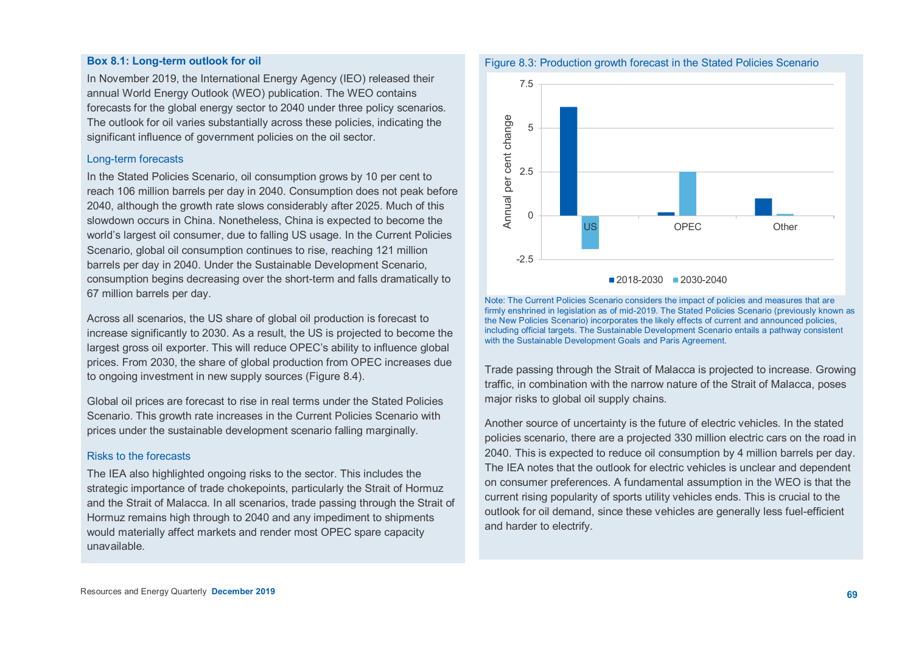### Box 8.1: Long-term outlook for oil

In November 2019, the International Energy Agency (IEO) released their annual World Energy Outlook (WEO) publication. The WEO contains forecasts for the global energy sector to 2040 under three policy scenarios. The outlook for oil varies substantially across these policies, indicating the significant influence of government policies on the oil sector.

#### Long-term forecasts

In the Stated Policies Scenario, oil consumption grows by 10 per cent to reach 106 million barrels per day in 2040. Consumption does not peak before 2040, although the growth rate slows considerably after 2025. Much of this slowdown occurs in China. Nonetheless, China is expected to become the world's largest oil consumer, due to falling US usage. In the Current Policies Scenario, global oil consumption continues to rise, reaching 121 million barrels per day in 2040. Under the Sustainable Development Scenario, consumption begins decreasing over the short-term and falls dramatically to 67 million barrels per day.

Across all scenarios, the US share of global oil production is forecast to increase significantly to 2030. As a result, the US is projected to become the largest gross oil exporter. This will reduce OPEC's ability to influence global prices. From 2030, the share of global production from OPEC increases due to ongoing investment in new supply sources (Figure 8.4).

Global oil prices are forecast to rise in real terms under the Stated Policies Scenario. This growth rate increases in the Current Policies Scenario with prices under the sustainable development scenario falling marginally.

#### Risks to the forecasts

The IEA also highlighted ongoing risks to the sector. This includes the strategic importance of trade chokepoints, particularly the Strait of Hormuz and the Strait of Malacca. In all scenarios, trade passing through the Strait of Hormuz remains high through to 2040 and any impediment to shipments would materially affect markets and render most OPEC spare capacity unavailable.

Figure 8.3: Production growth forecast in the Stated Policies Scenario

| Annual per cent change | 2018-2030 | 2030-2040 |
|---|---|---|
| US | 6.2 | -1.9 |
| OPEC | 0.2 | 2.5 |
| Other | 1.0 | 0.1 |

Note: The Current Policies Scenario considers the impact of policies and measures that are firmly enshrined in legislation as of mid-2019. The Stated Policies Scenario (previously known as the New Policies Scenario) incorporates the likely effects of current and announced policies, including official targets. The Sustainable Development Scenario entails a pathway consistent with the Sustainable Development Goals and Paris Agreement.

Trade passing through the Strait of Malacca is projected to increase. Growing traffic, in combination with the narrow nature of the Strait of Malacca, poses major risks to global oil supply chains.

Another source of uncertainty is the future of electric vehicles. In the stated policies scenario, there are a projected 330 million electric cars on the road in 2040. This is expected to reduce oil consumption by 4 million barrels per day. The IEA notes that the outlook for electric vehicles is unclear and dependent on consumer preferences. A fundamental assumption in the WEO is that the current rising popularity of sports utility vehicles ends. This is crucial to the outlook for oil demand, since these vehicles are generally less fuel-efficient and harder to electrify.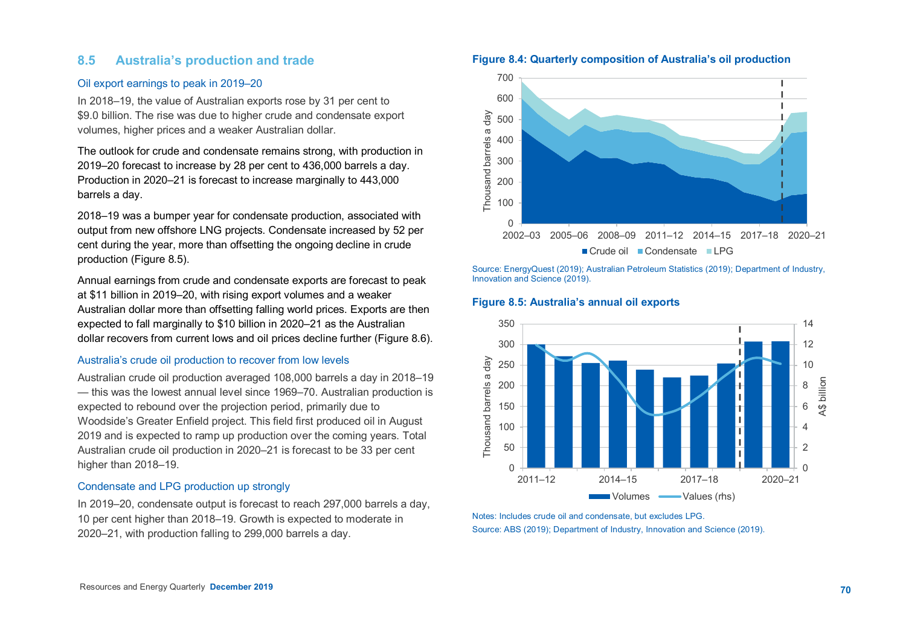## 8.5 Australia's production and trade

### Oil export earnings to peak in 2019–20

In 2018–19, the value of Australian exports rose by 31 per cent to $9.0 billion. The rise was due to higher crude and condensate export volumes, higher prices and a weaker Australian dollar.

The outlook for crude and condensate remains strong, with production in 2019–20 forecast to increase by 28 per cent to 436,000 barrels a day. Production in 2020–21 is forecast to increase marginally to 443,000 barrels a day.

2018–19 was a bumper year for condensate production, associated with output from new offshore LNG projects. Condensate increased by 52 per cent during the year, more than offsetting the ongoing decline in crude production (Figure 8.5).

Annual earnings from crude and condensate exports are forecast to peak at $11 billion in 2019–20, with rising export volumes and a weaker Australian dollar more than offsetting falling world prices. Exports are then expected to fall marginally to $10 billion in 2020–21 as the Australian dollar recovers from current lows and oil prices decline further (Figure 8.6).

### Australia's crude oil production to recover from low levels

Australian crude oil production averaged 108,000 barrels a day in 2018–19 — this was the lowest annual level since 1969–70. Australian production is expected to rebound over the projection period, primarily due to Woodside's Greater Enfield project. This field first produced oil in August 2019 and is expected to ramp up production over the coming years. Total Australian crude oil production in 2020–21 is forecast to be 33 per cent higher than 2018–19.

### Condensate and LPG production up strongly

In 2019–20, condensate output is forecast to reach 297,000 barrels a day, 10 per cent higher than 2018–19. Growth is expected to moderate in 2020–21, with production falling to 299,000 barrels a day.

**Figure 8.4: Quarterly composition of Australia's oil production**

Source: EnergyQuest (2019); Australian Petroleum Statistics (2019); Department of Industry, Innovation and Science (2019).

**Figure 8.5: Australia's annual oil exports**

Notes: Includes crude oil and condensate, but excludes LPG.

Source: ABS (2019); Department of Industry, Innovation and Science (2019).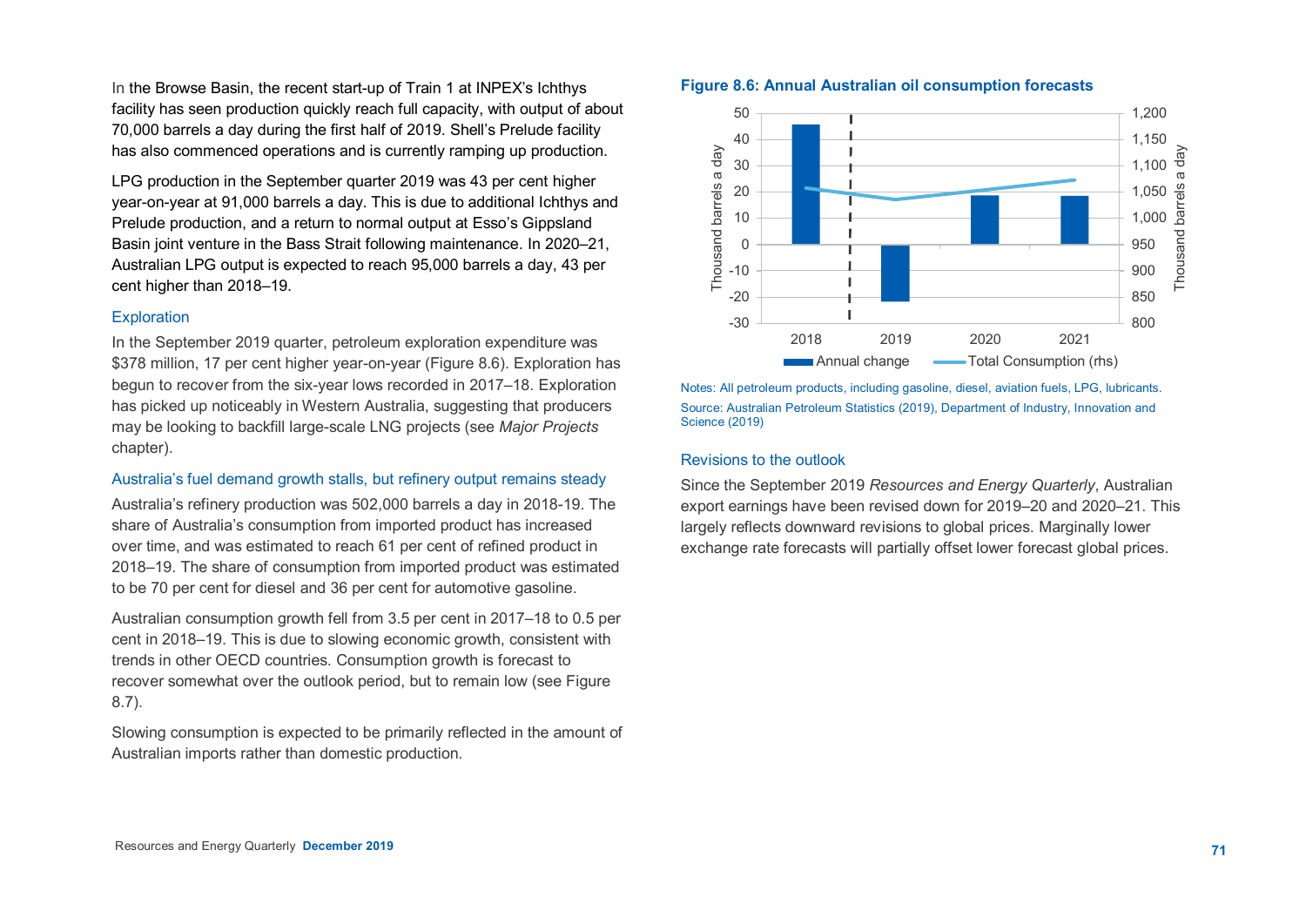In the Browse Basin, the recent start-up of Train 1 at INPEX's Ichthys facility has seen production quickly reach full capacity, with output of about 70,000 barrels a day during the first half of 2019. Shell's Prelude facility has also commenced operations and is currently ramping up production.

LPG production in the September quarter 2019 was 43 per cent higher year-on-year at 91,000 barrels a day. This is due to additional Ichthys and Prelude production, and a return to normal output at Esso's Gippsland Basin joint venture in the Bass Strait following maintenance. In 2020–21, Australian LPG output is expected to reach 95,000 barrels a day, 43 per cent higher than 2018–19.

### Exploration

In the September 2019 quarter, petroleum exploration expenditure was $378 million, 17 per cent higher year-on-year (Figure 8.6). Exploration has begun to recover from the six-year lows recorded in 2017–18. Exploration has picked up noticeably in Western Australia, suggesting that producers may be looking to backfill large-scale LNG projects (see *Major Projects* chapter).

### Australia's fuel demand growth stalls, but refinery output remains steady

Australia's refinery production was 502,000 barrels a day in 2018-19. The share of Australia's consumption from imported product has increased over time, and was estimated to reach 61 per cent of refined product in 2018–19. The share of consumption from imported product was estimated to be 70 per cent for diesel and 36 per cent for automotive gasoline.

Australian consumption growth fell from 3.5 per cent in 2017–18 to 0.5 per cent in 2018–19. This is due to slowing economic growth, consistent with trends in other OECD countries. Consumption growth is forecast to recover somewhat over the outlook period, but to remain low (see Figure 8.7).

Slowing consumption is expected to be primarily reflected in the amount of Australian imports rather than domestic production.

**Figure 8.6: Annual Australian oil consumption forecasts**

Notes: All petroleum products, including gasoline, diesel, aviation fuels, LPG, lubricants.
Source: Australian Petroleum Statistics (2019), Department of Industry, Innovation and Science (2019)

### Revisions to the outlook

Since the September 2019 *Resources and Energy Quarterly*, Australian export earnings have been revised down for 2019–20 and 2020–21. This largely reflects downward revisions to global prices. Marginally lower exchange rate forecasts will partially offset lower forecast global prices.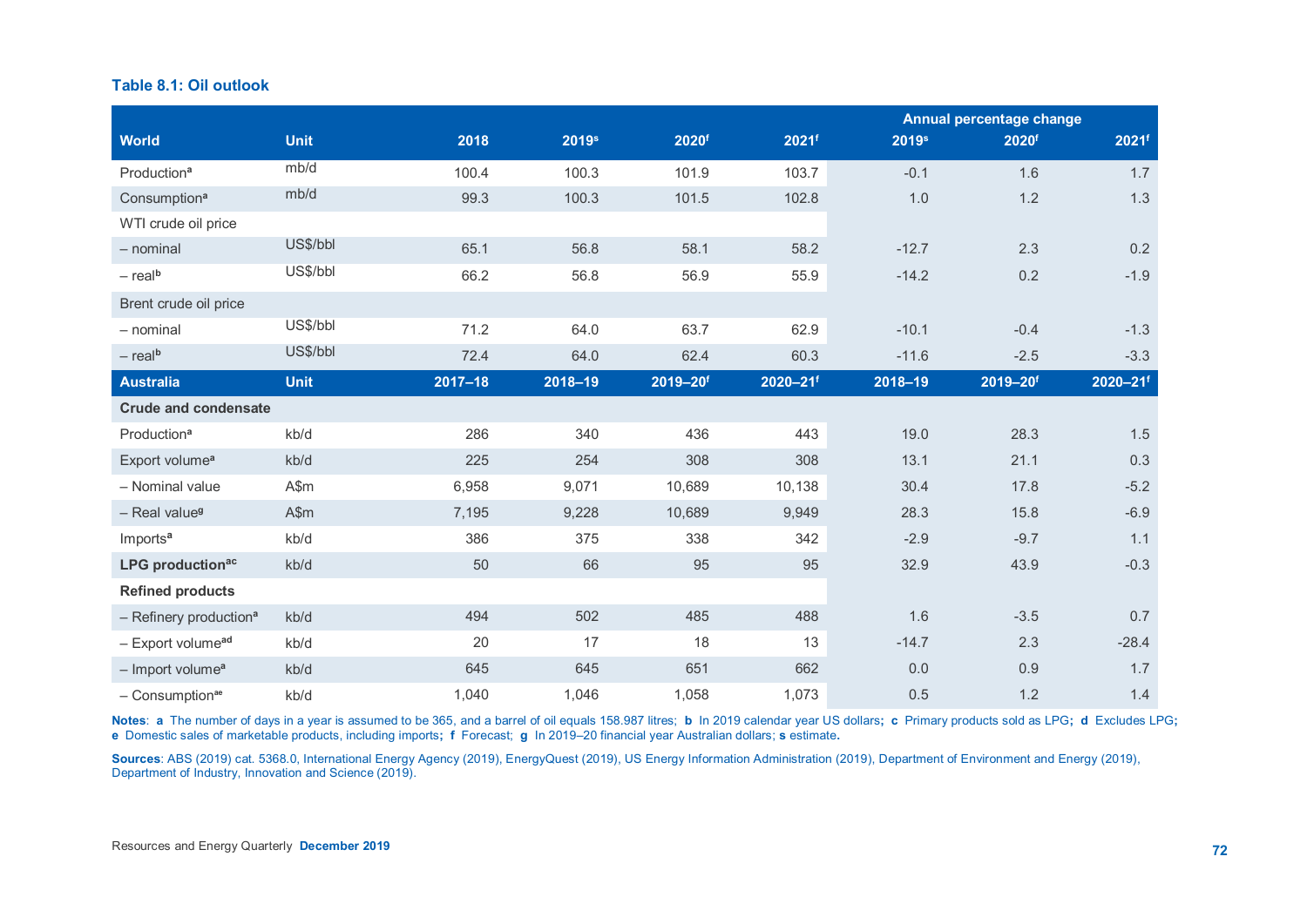### Table 8.1: Oil outlook

| World | Unit | 2018 | 2019[s] | 2020[f] | 2021[f] | Annual percentage change 2019[s] | 2020[f] | 2021[f] |
|---|---|---|---|---|---|---|---|---|
| Production[a] | mb/d | 100.4 | 100.3 | 101.9 | 103.7 | -0.1 | 1.6 | 1.7 |
| Consumption[a] | mb/d | 99.3 | 100.3 | 101.5 | 102.8 | 1.0 | 1.2 | 1.3 |
| WTI crude oil price | | | | | | | | |
| – nominal | US$/bbl | 65.1 | 56.8 | 58.1 | 58.2 | -12.7 | 2.3 | 0.2 |
| – real[b] | US$/bbl | 66.2 | 56.8 | 56.9 | 55.9 | -14.2 | 0.2 | -1.9 |
| Brent crude oil price | | | | | | | | |
| – nominal | US$/bbl | 71.2 | 64.0 | 63.7 | 62.9 | -10.1 | -0.4 | -1.3 |
| – real[b] | US$/bbl | 72.4 | 64.0 | 62.4 | 60.3 | -11.6 | -2.5 | -3.3 |
| **Australia** | **Unit** | **2017–18** | **2018–19** | **2019–20[f]** | **2020–21[f]** | **2018–19** | **2019–20[f]** | **2020–21[f]** |
| **Crude and condensate** | | | | | | | | |
| Production[a] | kb/d | 286 | 340 | 436 | 443 | 19.0 | 28.3 | 1.5 |
| Export volume[a] | kb/d | 225 | 254 | 308 | 308 | 13.1 | 21.1 | 0.3 |
| – Nominal value | A$m | 6,958 | 9,071 | 10,689 | 10,138 | 30.4 | 17.8 | -5.2 |
| – Real value[g] | A$m | 7,195 | 9,228 | 10,689 | 9,949 | 28.3 | 15.8 | -6.9 |
| Imports[a] | kb/d | 386 | 375 | 338 | 342 | -2.9 | -9.7 | 1.1 |
| **LPG production[ac]** | kb/d | 50 | 66 | 95 | 95 | 32.9 | 43.9 | -0.3 |
| **Refined products** | | | | | | | | |
| – Refinery production[a] | kb/d | 494 | 502 | 485 | 488 | 1.6 | -3.5 | 0.7 |
| – Export volume[ad] | kb/d | 20 | 17 | 18 | 13 | -14.7 | 2.3 | -28.4 |
| – Import volume[a] | kb/d | 645 | 645 | 651 | 662 | 0.0 | 0.9 | 1.7 |
| – Consumption[ae] | kb/d | 1,040 | 1,046 | 1,058 | 1,073 | 0.5 | 1.2 | 1.4 |

**Notes**: **a** The number of days in a year is assumed to be 365, and a barrel of oil equals 158.987 litres; **b** In 2019 calendar year US dollars; **c** Primary products sold as LPG; **d** Excludes LPG; **e** Domestic sales of marketable products, including imports; **f** Forecast; **g** In 2019–20 financial year Australian dollars; **s** estimate.

**Sources**: ABS (2019) cat. 5368.0, International Energy Agency (2019), EnergyQuest (2019), US Energy Information Administration (2019), Department of Environment and Energy (2019), Department of Industry, Innovation and Science (2019).